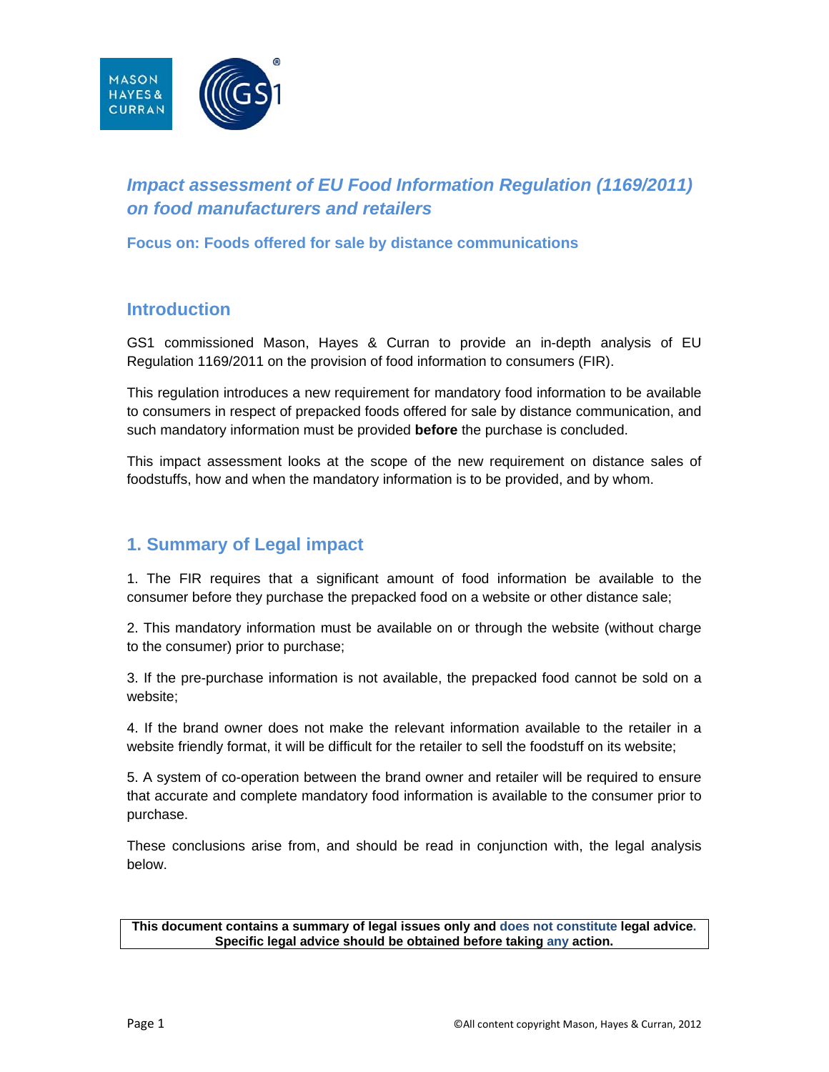# *Impact assessment of EU Food Information Regulation (1169/2011) on food manufacturers and retailers*

**Focus on: Foods offered for sale by distance communications**

## Introduction

GS1 commissioned Mason, Hayes & Curran to provide an in-depth analysis of EU Regulation 1169/2011 on the provision of food information to consumers (FIR).

This regulation introduces a new requirement for mandatory food information to be available to consumers in respect of prepacked foods offered for sale by distance communication, and such mandatory information must be provided **before** the purchase is concluded.

This impact assessment looks at the scope of the new requirement on distance sales of foodstuffs, how and when the mandatory information is to be provided, and by whom.

## 1. Summary of Legal impact

1. The FIR requires that a significant amount of food information be available to the consumer before they purchase the prepacked food on a website or other distance sale;

2. This mandatory information must be available on or through the website (without charge to the consumer) prior to purchase;

3. If the pre-purchase information is not available, the prepacked food cannot be sold on a website;

4. If the brand owner does not make the relevant information available to the retailer in a website friendly format, it will be difficult for the retailer to sell the foodstuff on its website;

5. A system of co-operation between the brand owner and retailer will be required to ensure that accurate and complete mandatory food information is available to the consumer prior to purchase.

These conclusions arise from, and should be read in conjunction with, the legal analysis below.

**This document contains a summary of legal issues only and does not constitute legal advice. Specific legal advice should be obtained before taking any action.**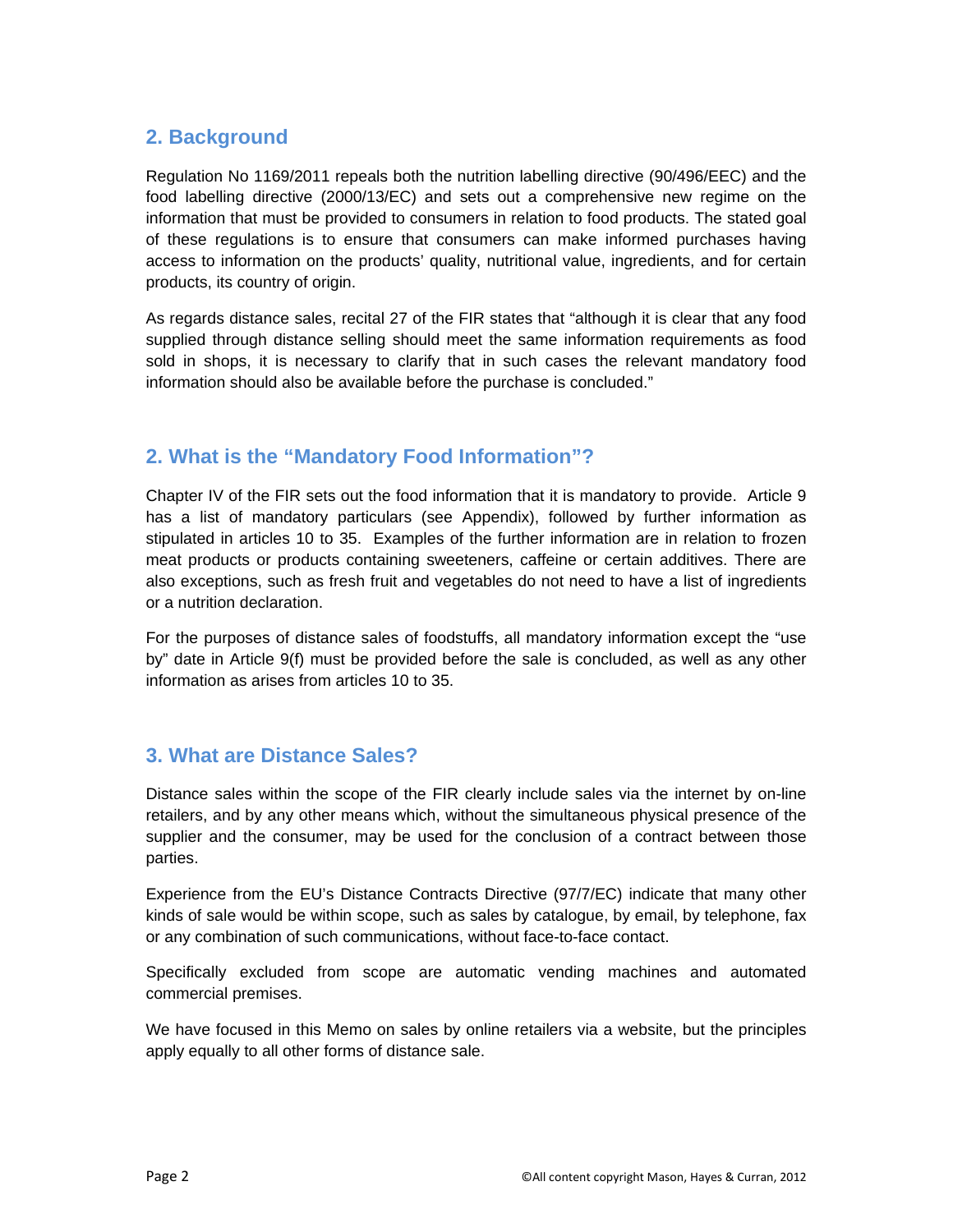## 2. Background

Regulation No 1169/2011 repeals both the nutrition labelling directive (90/496/EEC) and the food labelling directive (2000/13/EC) and sets out a comprehensive new regime on the information that must be provided to consumers in relation to food products. The stated goal of these regulations is to ensure that consumers can make informed purchases having access to information on the products' quality, nutritional value, ingredients, and for certain products, its country of origin.

As regards distance sales, recital 27 of the FIR states that "although it is clear that any food supplied through distance selling should meet the same information requirements as food sold in shops, it is necessary to clarify that in such cases the relevant mandatory food information should also be available before the purchase is concluded."

## 2. What is the "Mandatory Food Information"?

Chapter IV of the FIR sets out the food information that it is mandatory to provide. Article 9 has a list of mandatory particulars (see Appendix), followed by further information as stipulated in articles 10 to 35. Examples of the further information are in relation to frozen meat products or products containing sweeteners, caffeine or certain additives. There are also exceptions, such as fresh fruit and vegetables do not need to have a list of ingredients or a nutrition declaration.

For the purposes of distance sales of foodstuffs, all mandatory information except the "use by" date in Article 9(f) must be provided before the sale is concluded, as well as any other information as arises from articles 10 to 35.

## 3. What are Distance Sales?

Distance sales within the scope of the FIR clearly include sales via the internet by on-line retailers, and by any other means which, without the simultaneous physical presence of the supplier and the consumer, may be used for the conclusion of a contract between those parties.

Experience from the EU's Distance Contracts Directive (97/7/EC) indicate that many other kinds of sale would be within scope, such as sales by catalogue, by email, by telephone, fax or any combination of such communications, without face-to-face contact.

Specifically excluded from scope are automatic vending machines and automated commercial premises.

We have focused in this Memo on sales by online retailers via a website, but the principles apply equally to all other forms of distance sale.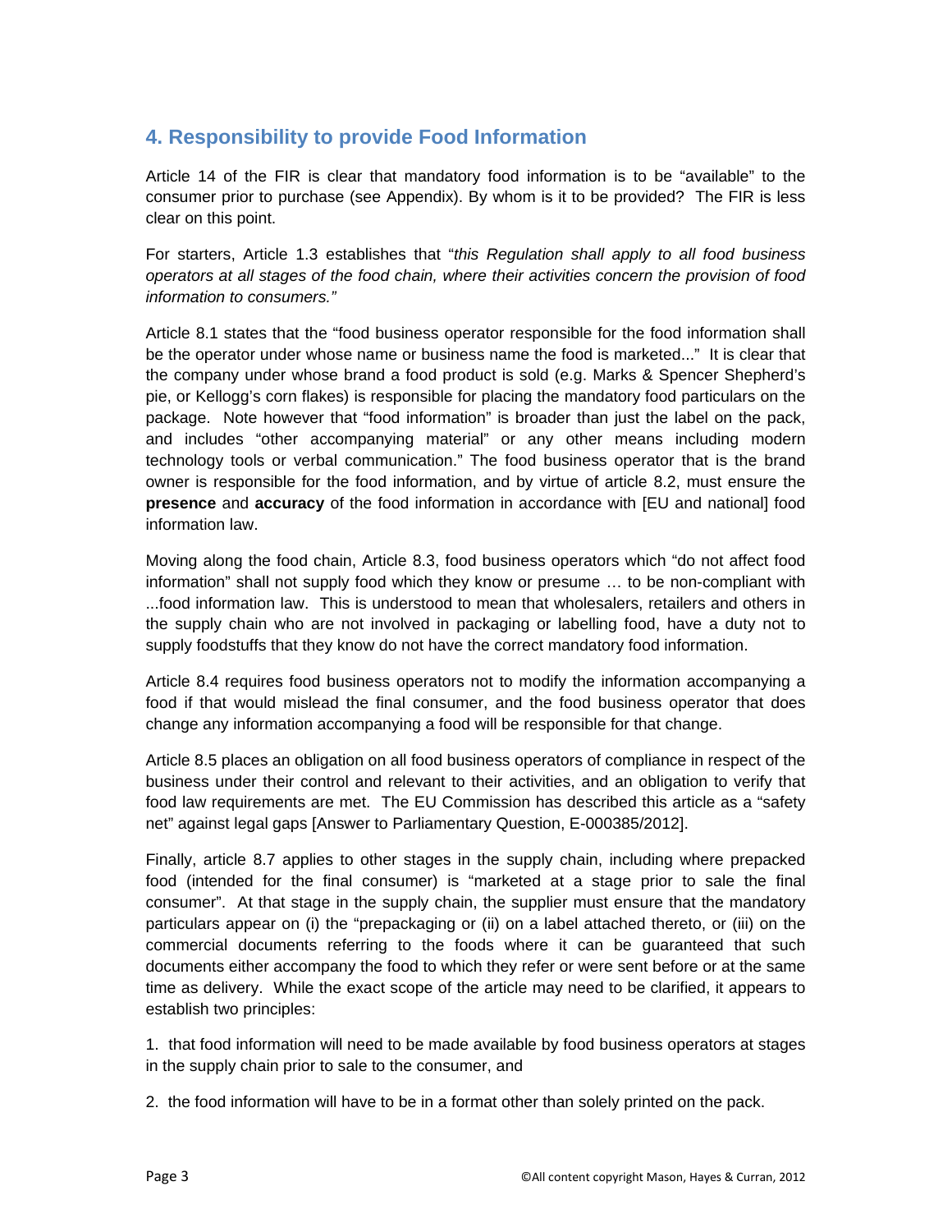## 4. Responsibility to provide Food Information

Article 14 of the FIR is clear that mandatory food information is to be "available" to the consumer prior to purchase (see Appendix). By whom is it to be provided? The FIR is less clear on this point.

For starters, Article 1.3 establishes that "*this Regulation shall apply to all food business operators at all stages of the food chain, where their activities concern the provision of food information to consumers."*

Article 8.1 states that the "food business operator responsible for the food information shall be the operator under whose name or business name the food is marketed..." It is clear that the company under whose brand a food product is sold (e.g. Marks & Spencer Shepherd's pie, or Kellogg's corn flakes) is responsible for placing the mandatory food particulars on the package. Note however that "food information" is broader than just the label on the pack, and includes "other accompanying material" or any other means including modern technology tools or verbal communication." The food business operator that is the brand owner is responsible for the food information, and by virtue of article 8.2, must ensure the **presence** and **accuracy** of the food information in accordance with [EU and national] food information law.

Moving along the food chain, Article 8.3, food business operators which "do not affect food information" shall not supply food which they know or presume … to be non-compliant with ...food information law. This is understood to mean that wholesalers, retailers and others in the supply chain who are not involved in packaging or labelling food, have a duty not to supply foodstuffs that they know do not have the correct mandatory food information.

Article 8.4 requires food business operators not to modify the information accompanying a food if that would mislead the final consumer, and the food business operator that does change any information accompanying a food will be responsible for that change.

Article 8.5 places an obligation on all food business operators of compliance in respect of the business under their control and relevant to their activities, and an obligation to verify that food law requirements are met. The EU Commission has described this article as a "safety net" against legal gaps [Answer to Parliamentary Question, E-000385/2012].

Finally, article 8.7 applies to other stages in the supply chain, including where prepacked food (intended for the final consumer) is "marketed at a stage prior to sale the final consumer". At that stage in the supply chain, the supplier must ensure that the mandatory particulars appear on (i) the "prepackaging or (ii) on a label attached thereto, or (iii) on the commercial documents referring to the foods where it can be guaranteed that such documents either accompany the food to which they refer or were sent before or at the same time as delivery. While the exact scope of the article may need to be clarified, it appears to establish two principles:

1. that food information will need to be made available by food business operators at stages in the supply chain prior to sale to the consumer, and

2. the food information will have to be in a format other than solely printed on the pack.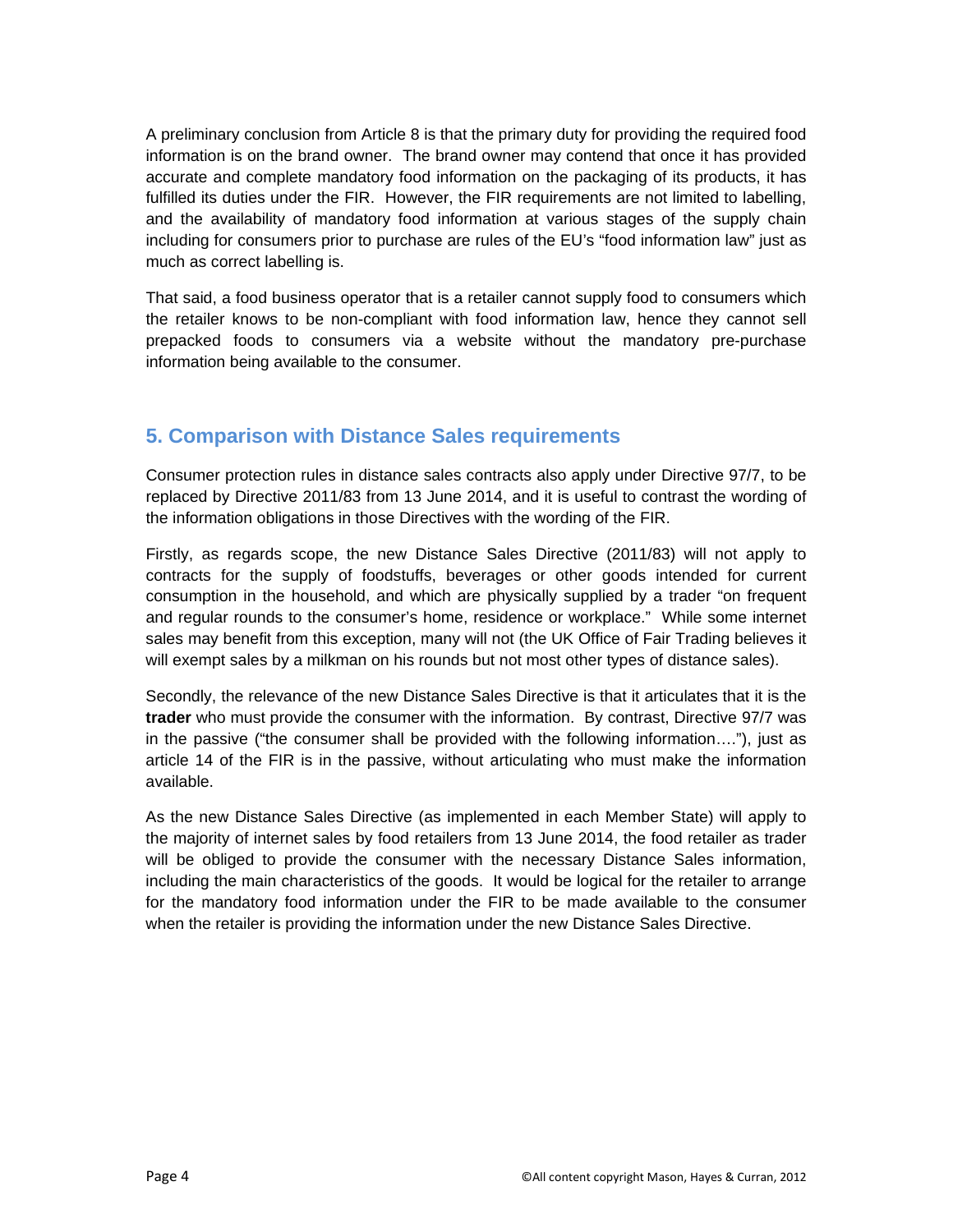A preliminary conclusion from Article 8 is that the primary duty for providing the required food information is on the brand owner. The brand owner may contend that once it has provided accurate and complete mandatory food information on the packaging of its products, it has fulfilled its duties under the FIR. However, the FIR requirements are not limited to labelling, and the availability of mandatory food information at various stages of the supply chain including for consumers prior to purchase are rules of the EU's "food information law" just as much as correct labelling is.

That said, a food business operator that is a retailer cannot supply food to consumers which the retailer knows to be non-compliant with food information law, hence they cannot sell prepacked foods to consumers via a website without the mandatory pre-purchase information being available to the consumer.

## 5. Comparison with Distance Sales requirements

Consumer protection rules in distance sales contracts also apply under Directive 97/7, to be replaced by Directive 2011/83 from 13 June 2014, and it is useful to contrast the wording of the information obligations in those Directives with the wording of the FIR.

Firstly, as regards scope, the new Distance Sales Directive (2011/83) will not apply to contracts for the supply of foodstuffs, beverages or other goods intended for current consumption in the household, and which are physically supplied by a trader "on frequent and regular rounds to the consumer's home, residence or workplace." While some internet sales may benefit from this exception, many will not (the UK Office of Fair Trading believes it will exempt sales by a milkman on his rounds but not most other types of distance sales).

Secondly, the relevance of the new Distance Sales Directive is that it articulates that it is the **trader** who must provide the consumer with the information. By contrast, Directive 97/7 was in the passive ("the consumer shall be provided with the following information…."), just as article 14 of the FIR is in the passive, without articulating who must make the information available.

As the new Distance Sales Directive (as implemented in each Member State) will apply to the majority of internet sales by food retailers from 13 June 2014, the food retailer as trader will be obliged to provide the consumer with the necessary Distance Sales information, including the main characteristics of the goods. It would be logical for the retailer to arrange for the mandatory food information under the FIR to be made available to the consumer when the retailer is providing the information under the new Distance Sales Directive.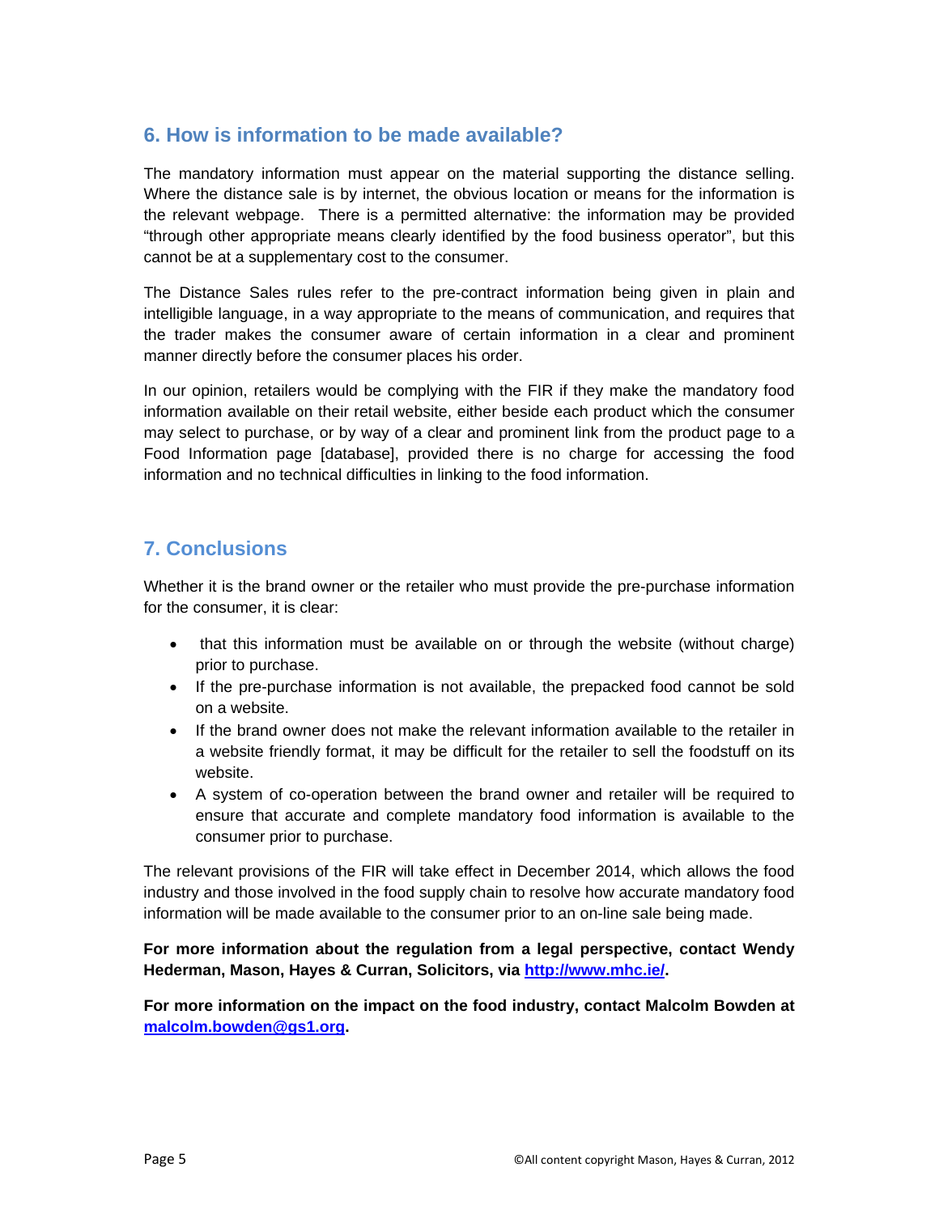## 6. How is information to be made available?

The mandatory information must appear on the material supporting the distance selling. Where the distance sale is by internet, the obvious location or means for the information is the relevant webpage. There is a permitted alternative: the information may be provided "through other appropriate means clearly identified by the food business operator", but this cannot be at a supplementary cost to the consumer.

The Distance Sales rules refer to the pre-contract information being given in plain and intelligible language, in a way appropriate to the means of communication, and requires that the trader makes the consumer aware of certain information in a clear and prominent manner directly before the consumer places his order.

In our opinion, retailers would be complying with the FIR if they make the mandatory food information available on their retail website, either beside each product which the consumer may select to purchase, or by way of a clear and prominent link from the product page to a Food Information page [database], provided there is no charge for accessing the food information and no technical difficulties in linking to the food information.

## 7. Conclusions

Whether it is the brand owner or the retailer who must provide the pre-purchase information for the consumer, it is clear:

- that this information must be available on or through the website (without charge) prior to purchase.
- If the pre-purchase information is not available, the prepacked food cannot be sold on a website.
- If the brand owner does not make the relevant information available to the retailer in a website friendly format, it may be difficult for the retailer to sell the foodstuff on its website.
- A system of co-operation between the brand owner and retailer will be required to ensure that accurate and complete mandatory food information is available to the consumer prior to purchase.

The relevant provisions of the FIR will take effect in December 2014, which allows the food industry and those involved in the food supply chain to resolve how accurate mandatory food information will be made available to the consumer prior to an on-line sale being made.

**For more information about the regulation from a legal perspective, contact Wendy Hederman, Mason, Hayes & Curran, Solicitors, via [http://www.mhc.ie/](http://www.mhc.ie/).**

**For more information on the impact on the food industry, contact Malcolm Bowden at [malcolm.bowden@gs1.org](mailto:malcolm.bowden@gs1.org).**

©All content copyright Mason, Hayes & Curran, 2012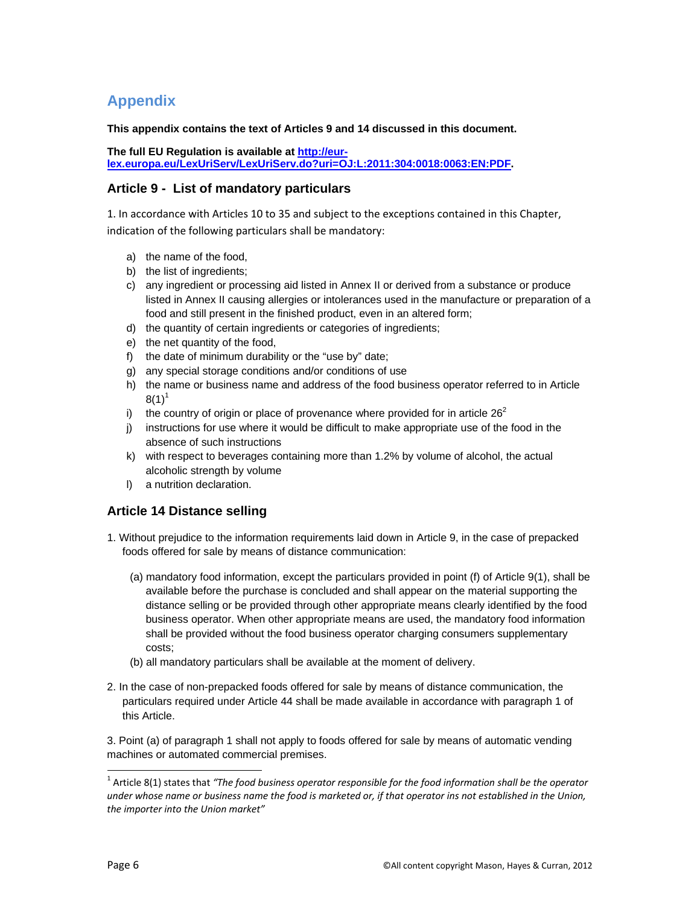# Appendix

**This appendix contains the text of Articles 9 and 14 discussed in this document.**

**The full EU Regulation is available at [http://eur-lex.europa.eu/LexUriServ/LexUriServ.do?uri=OJ:L:2011:304:0018:0063:EN:PDF](http://eur-lex.europa.eu/LexUriServ/LexUriServ.do?uri=OJ:L:2011:304:0018:0063:EN:PDF).**

## Article 9 - List of mandatory particulars

1. In accordance with Articles 10 to 35 and subject to the exceptions contained in this Chapter, indication of the following particulars shall be mandatory:

   a) the name of the food,
   b) the list of ingredients;
   c) any ingredient or processing aid listed in Annex II or derived from a substance or produce listed in Annex II causing allergies or intolerances used in the manufacture or preparation of a food and still present in the finished product, even in an altered form;
   d) the quantity of certain ingredients or categories of ingredients;
   e) the net quantity of the food,
   f) the date of minimum durability or the "use by" date;
   g) any special storage conditions and/or conditions of use
   h) the name or business name and address of the food business operator referred to in Article 8(1)[1]
   i) the country of origin or place of provenance where provided for in article 26[2]
   j) instructions for use where it would be difficult to make appropriate use of the food in the absence of such instructions
   k) with respect to beverages containing more than 1.2% by volume of alcohol, the actual alcoholic strength by volume
   l) a nutrition declaration.

## Article 14 Distance selling

1. Without prejudice to the information requirements laid down in Article 9, in the case of prepacked foods offered for sale by means of distance communication:

   (a) mandatory food information, except the particulars provided in point (f) of Article 9(1), shall be available before the purchase is concluded and shall appear on the material supporting the distance selling or be provided through other appropriate means clearly identified by the food business operator. When other appropriate means are used, the mandatory food information shall be provided without the food business operator charging consumers supplementary costs;
   (b) all mandatory particulars shall be available at the moment of delivery.

2. In the case of non-prepacked foods offered for sale by means of distance communication, the particulars required under Article 44 shall be made available in accordance with paragraph 1 of this Article.

3. Point (a) of paragraph 1 shall not apply to foods offered for sale by means of automatic vending machines or automated commercial premises.

---

[1] Article 8(1) states that *"The food business operator responsible for the food information shall be the operator under whose name or business name the food is marketed or, if that operator ins not established in the Union, the importer into the Union market"*